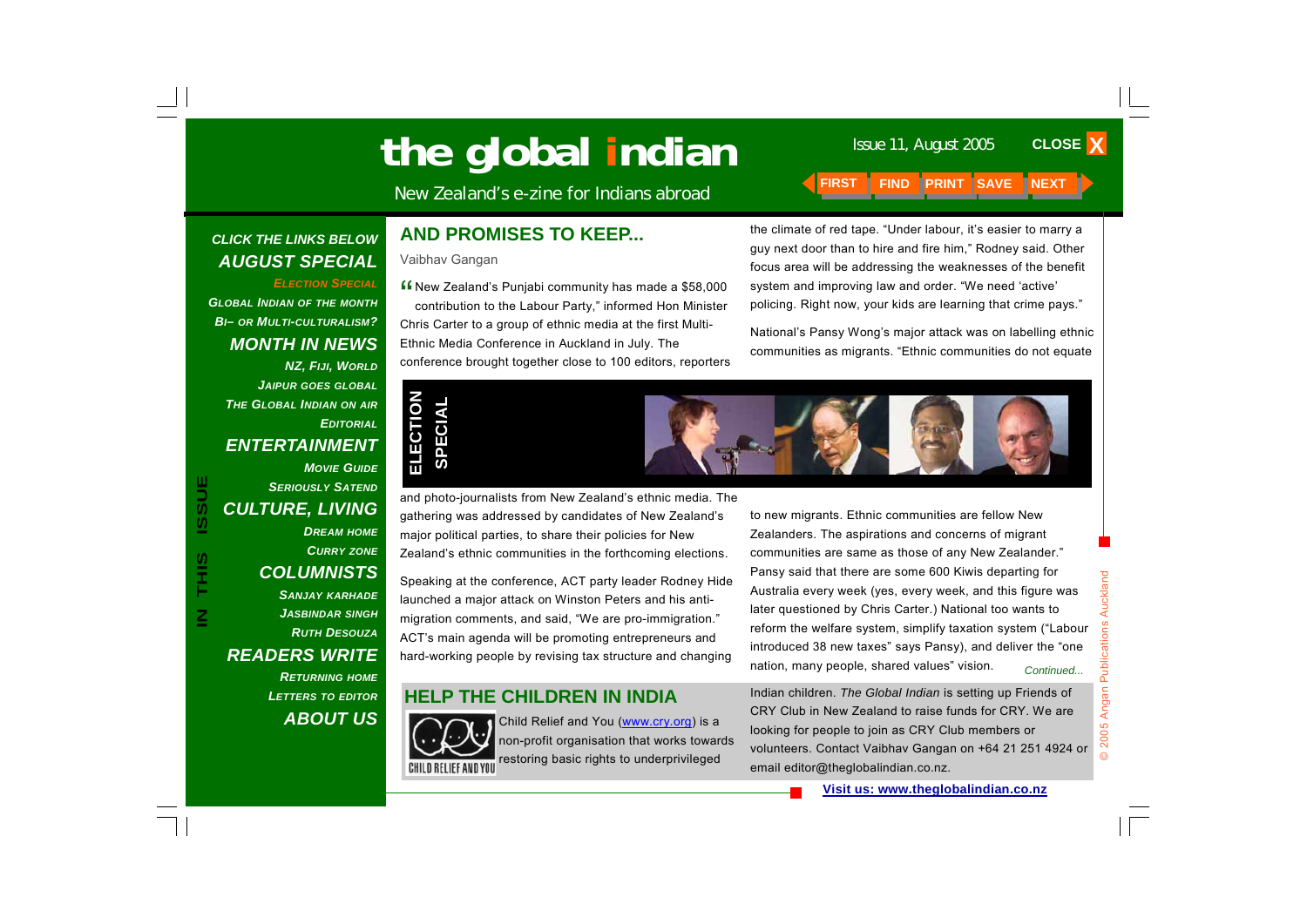# the global indian

New Zealand's e-zine for Indians abroad

Issue 11, August 2005

CLOSE X

FIRST FIND PRINT SAVE NEXT

**IN THIS ISSUE**

*CLICK THE LINKS BELOW*

## *AUGUST SPECIAL*

*ELECTION SPECIAL*

*GLOBAL INDIAN OF THE MONTH*

*BI– OR MULTI-CULTURALISM?*

## *MONTH IN NEWS*

*NZ, FIJI, WORLD*

*JAIPUR GOES GLOBAL*

*THE GLOBAL INDIAN ON AIR*

*EDITORIAL*

## *ENTERTAINMENT*

*MOVIE GUIDE*

*SERIOUSLY SATEND*

## *CULTURE, LIVING*

*DREAM HOME*

*CURRY ZONE*

## *COLUMNISTS*

*SANJAY KARHADE*

*JASBINDAR SINGH*

*RUTH DESOUZA*

## *READERS WRITE*

*RETURNING HOME*

*LETTERS TO EDITOR*

## *ABOUT US*

## AND PROMISES TO KEEP...

Vaibhav Gangan

"New Zealand's Punjabi community has made a $58,000 contribution to the Labour Party," informed Hon Minister Chris Carter to a group of ethnic media at the first Multi-Ethnic Media Conference in Auckland in July. The conference brought together close to 100 editors, reporters and photo-journalists from New Zealand's ethnic media. The gathering was addressed by candidates of New Zealand's major political parties, to share their policies for New Zealand's ethnic communities in the forthcoming elections.

**ELECTION SPECIAL**

Speaking at the conference, ACT party leader Rodney Hide launched a major attack on Winston Peters and his anti-migration comments, and said, "We are pro-immigration." ACT's main agenda will be promoting entrepreneurs and hard-working people by revising tax structure and changing the climate of red tape. "Under labour, it's easier to marry a guy next door than to hire and fire him," Rodney said. Other focus area will be addressing the weaknesses of the benefit system and improving law and order. "We need 'active' policing. Right now, your kids are learning that crime pays."

National's Pansy Wong's major attack was on labelling ethnic communities as migrants. "Ethnic communities do not equate to new migrants. Ethnic communities are fellow New Zealanders. The aspirations and concerns of migrant communities are same as those of any New Zealander." Pansy said that there are some 600 Kiwis departing for Australia every week (yes, every week, and this figure was later questioned by Chris Carter.) National too wants to reform the welfare system, simplify taxation system ("Labour introduced 38 new taxes" says Pansy), and deliver the "one nation, many people, shared values" vision.

*Continued...*

## HELP THE CHILDREN IN INDIA

CHILD RELIEF AND YOU

Child Relief and You (www.cry.org) is a non-profit organisation that works towards restoring basic rights to underprivileged Indian children. *The Global Indian* is setting up Friends of CRY Club in New Zealand to raise funds for CRY. We are looking for people to join as CRY Club members or volunteers. Contact Vaibhav Gangan on +64 21 251 4924 or email editor@theglobalindian.co.nz.

**Visit us: www.theglobalindian.co.nz**

© 2005 Angan Publications Auckland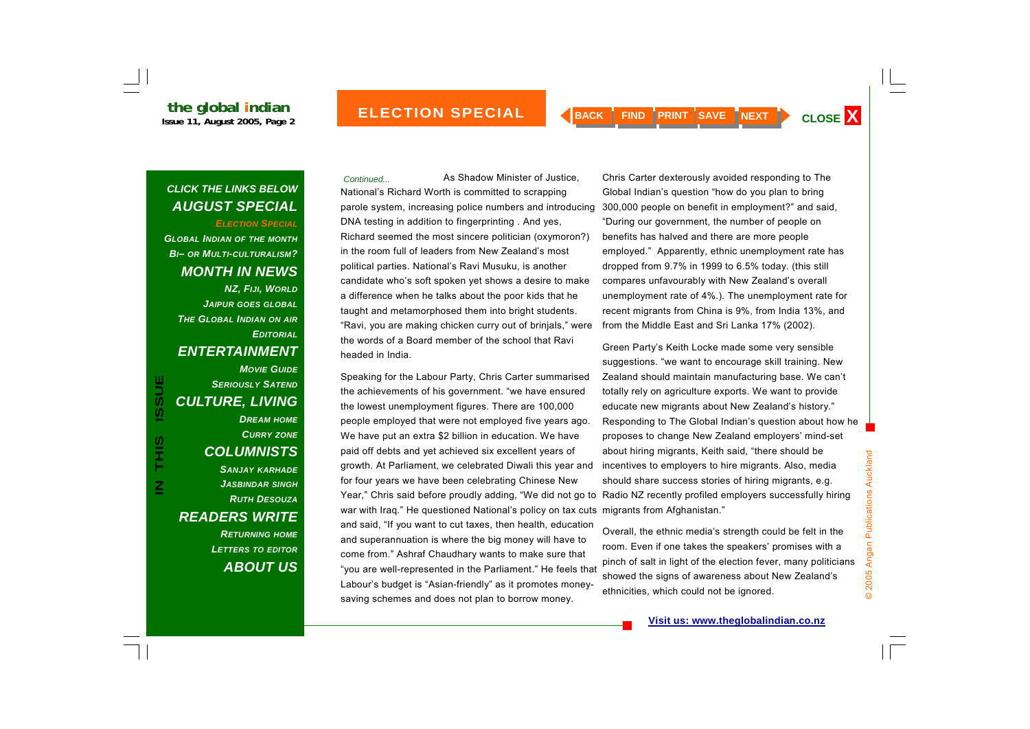# ELECTION SPECIAL

*Continued...* As Shadow Minister of Justice, National's Richard Worth is committed to scrapping parole system, increasing police numbers and introducing DNA testing in addition to fingerprinting . And yes, Richard seemed the most sincere politician (oxymoron?) in the room full of leaders from New Zealand's most political parties. National's Ravi Musuku, is another candidate who's soft spoken yet shows a desire to make a difference when he talks about the poor kids that he taught and metamorphosed them into bright students. "Ravi, you are making chicken curry out of brinjals," were the words of a Board member of the school that Ravi headed in India.

Speaking for the Labour Party, Chris Carter summarised the achievements of his government. "we have ensured the lowest unemployment figures. There are 100,000 people employed that were not employed five years ago. We have put an extra $2 billion in education. We have paid off debts and yet achieved six excellent years of growth. At Parliament, we celebrated Diwali this year and for four years we have been celebrating Chinese New Year," Chris said before proudly adding, "We did not go to war with Iraq." He questioned National's policy on tax cuts and said, "If you want to cut taxes, then health, education and superannuation is where the big money will have to come from." Ashraf Chaudhary wants to make sure that "you are well-represented in the Parliament." He feels that Labour's budget is "Asian-friendly" as it promotes money-saving schemes and does not plan to borrow money.

Chris Carter dexterously avoided responding to The Global Indian's question "how do you plan to bring 300,000 people on benefit in employment?" and said, "During our government, the number of people on benefits has halved and there are more people employed." Apparently, ethnic unemployment rate has dropped from 9.7% in 1999 to 6.5% today. (this still compares unfavourably with New Zealand's overall unemployment rate of 4%.). The unemployment rate for recent migrants from China is 9%, from India 13%, and from the Middle East and Sri Lanka 17% (2002).

Green Party's Keith Locke made some very sensible suggestions. "we want to encourage skill training. New Zealand should maintain manufacturing base. We can't totally rely on agriculture exports. We want to provide educate new migrants about New Zealand's history." Responding to The Global Indian's question about how he proposes to change New Zealand employers' mind-set about hiring migrants, Keith said, "there should be incentives to employers to hire migrants. Also, media should share success stories of hiring migrants, e.g. Radio NZ recently profiled employers successfully hiring migrants from Afghanistan."

Overall, the ethnic media's strength could be felt in the room. Even if one takes the speakers' promises with a pinch of salt in light of the election fever, many politicians showed the signs of awareness about New Zealand's ethnicities, which could not be ignored.

**Visit us: www.theglobalindian.co.nz**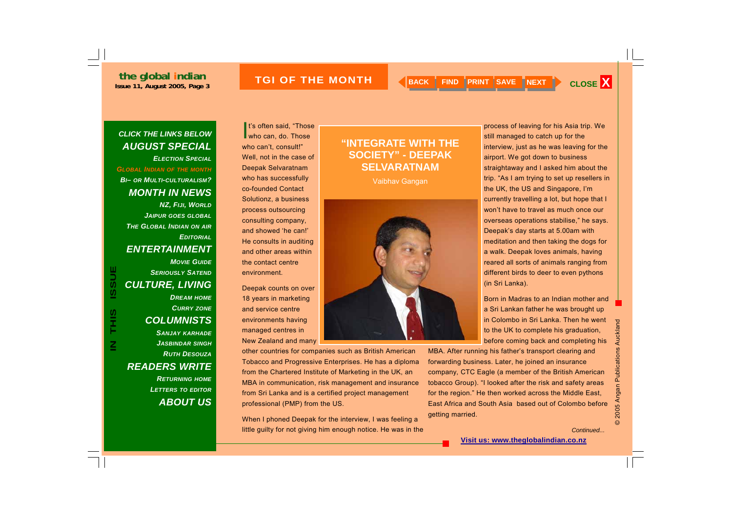## TGI OF THE MONTH

# "INTEGRATE WITH THE SOCIETY" - DEEPAK SELVARATNAM

Vaibhav Gangan

It's often said, "Those who can, do. Those who can't, consult!" Well, not in the case of Deepak Selvaratnam who has successfully co-founded Contact Solutionz, a business process outsourcing consulting company, and showed 'he can!' He consults in auditing and other areas within the contact centre environment.

Deepak counts on over 18 years in marketing and service centre environments having managed centres in New Zealand and many other countries for companies such as British American Tobacco and Progressive Enterprises. He has a diploma from the Chartered Institute of Marketing in the UK, an MBA in communication, risk management and insurance from Sri Lanka and is a certified project management professional (PMP) from the US.

When I phoned Deepak for the interview, I was feeling a little guilty for not giving him enough notice. He was in the process of leaving for his Asia trip. We still managed to catch up for the interview, just as he was leaving for the airport. We got down to business straightaway and I asked him about the trip. "As I am trying to set up resellers in the UK, the US and Singapore, I'm currently travelling a lot, but hope that I won't have to travel as much once our overseas operations stabilise," he says. Deepak's day starts at 5.00am with meditation and then taking the dogs for a walk. Deepak loves animals, having reared all sorts of animals ranging from different birds to deer to even pythons (in Sri Lanka).

Born in Madras to an Indian mother and a Sri Lankan father he was brought up in Colombo in Sri Lanka. Then he went to the UK to complete his graduation, before coming back and completing his MBA. After running his father's transport clearing and forwarding business. Later, he joined an insurance company, CTC Eagle (a member of the British American tobacco Group). "I looked after the risk and safety areas for the region." He then worked across the Middle East, East Africa and South Asia based out of Colombo before getting married.

*Continued...*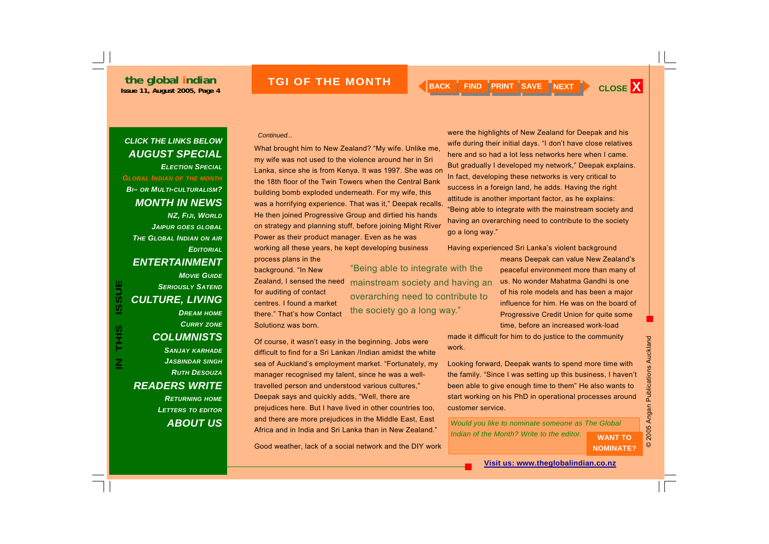## TGI OF THE MONTH

*Continued...*

What brought him to New Zealand? "My wife. Unlike me, my wife was not used to the violence around her in Sri Lanka, since she is from Kenya. It was 1997. She was on the 18th floor of the Twin Towers when the Central Bank building bomb exploded underneath. For my wife, this was a horrifying experience. That was it," Deepak recalls. He then joined Progressive Group and dirtied his hands on strategy and planning stuff, before joining Might River Power as their product manager. Even as he was working all these years, he kept developing business process plans in the background. "In New Zealand, I sensed the need for auditing of contact centres. I found a market there." That's how Contact Solutionz was born.

> "Being able to integrate with the mainstream society and having an overarching need to contribute to the society go a long way."

Of course, it wasn't easy in the beginning. Jobs were difficult to find for a Sri Lankan /Indian amidst the white sea of Auckland's employment market. "Fortunately, my manager recognised my talent, since he was a well-travelled person and understood various cultures," Deepak says and quickly adds, "Well, there are prejudices here. But I have lived in other countries too, and there are more prejudices in the Middle East, East Africa and in India and Sri Lanka than in New Zealand."

Good weather, lack of a social network and the DIY work were the highlights of New Zealand for Deepak and his wife during their initial days. "I don't have close relatives here and so had a lot less networks here when I came. But gradually I developed my network," Deepak explains. In fact, developing these networks is very critical to success in a foreign land, he adds. Having the right attitude is another important factor, as he explains: "Being able to integrate with the mainstream society and having an overarching need to contribute to the society go a long way."

Having experienced Sri Lanka's violent background means Deepak can value New Zealand's peaceful environment more than many of us. No wonder Mahatma Gandhi is one of his role models and has been a major influence for him. He was on the board of Progressive Credit Union for quite some time, before an increased work-load made it difficult for him to do justice to the community work.

Looking forward, Deepak wants to spend more time with the family. "Since I was setting up this business, I haven't been able to give enough time to them" He also wants to start working on his PhD in operational processes around customer service.

*Would you like to nominate someone as The Global Indian of the Month? Write to the editor.* **WANT TO NOMINATE?**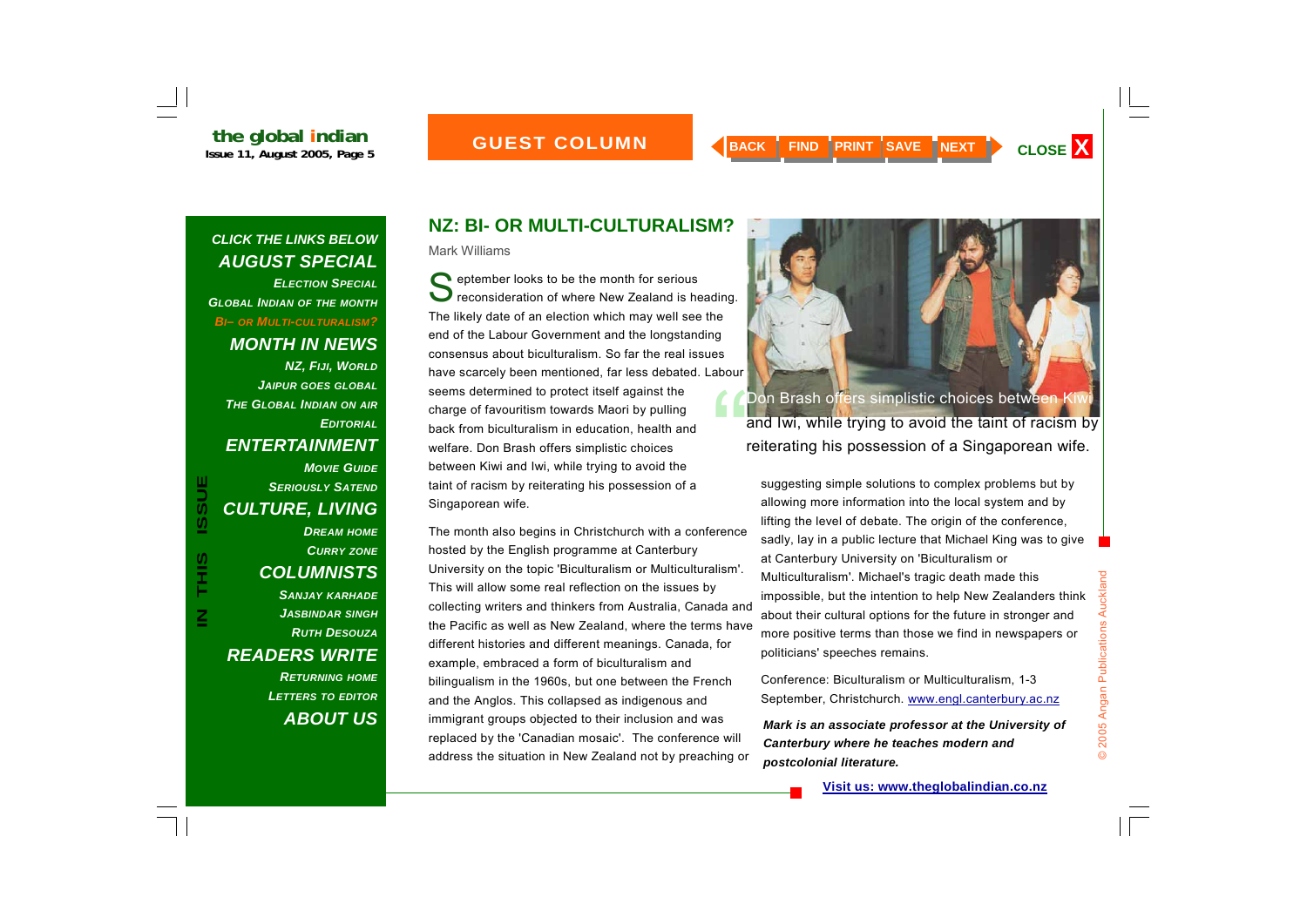## NZ: BI- OR MULTI-CULTURALISM?

Mark Williams

September looks to be the month for serious reconsideration of where New Zealand is heading. The likely date of an election which may well see the end of the Labour Government and the longstanding consensus about biculturalism. So far the real issues have scarcely been mentioned, far less debated. Labour seems determined to protect itself against the charge of favouritism towards Maori by pulling back from biculturalism in education, health and welfare. Don Brash offers simplistic choices between Kiwi and Iwi, while trying to avoid the taint of racism by reiterating his possession of a Singaporean wife.

> “Don Brash offers simplistic choices between Kiwi and Iwi, while trying to avoid the taint of racism by reiterating his possession of a Singaporean wife.

The month also begins in Christchurch with a conference hosted by the English programme at Canterbury University on the topic 'Biculturalism or Multiculturalism'. This will allow some real reflection on the issues by collecting writers and thinkers from Australia, Canada and the Pacific as well as New Zealand, where the terms have different histories and different meanings. Canada, for example, embraced a form of biculturalism and bilingualism in the 1960s, but one between the French and the Anglos. This collapsed as indigenous and immigrant groups objected to their inclusion and was replaced by the 'Canadian mosaic'. The conference will address the situation in New Zealand not by preaching or suggesting simple solutions to complex problems but by allowing more information into the local system and by lifting the level of debate. The origin of the conference, sadly, lay in a public lecture that Michael King was to give at Canterbury University on 'Biculturalism or Multiculturalism'. Michael's tragic death made this impossible, but the intention to help New Zealanders think about their cultural options for the future in stronger and more positive terms than those we find in newspapers or politicians' speeches remains.

Conference: Biculturalism or Multiculturalism, 1-3 September, Christchurch. www.engl.canterbury.ac.nz

***Mark is an associate professor at the University of Canterbury where he teaches modern and postcolonial literature.***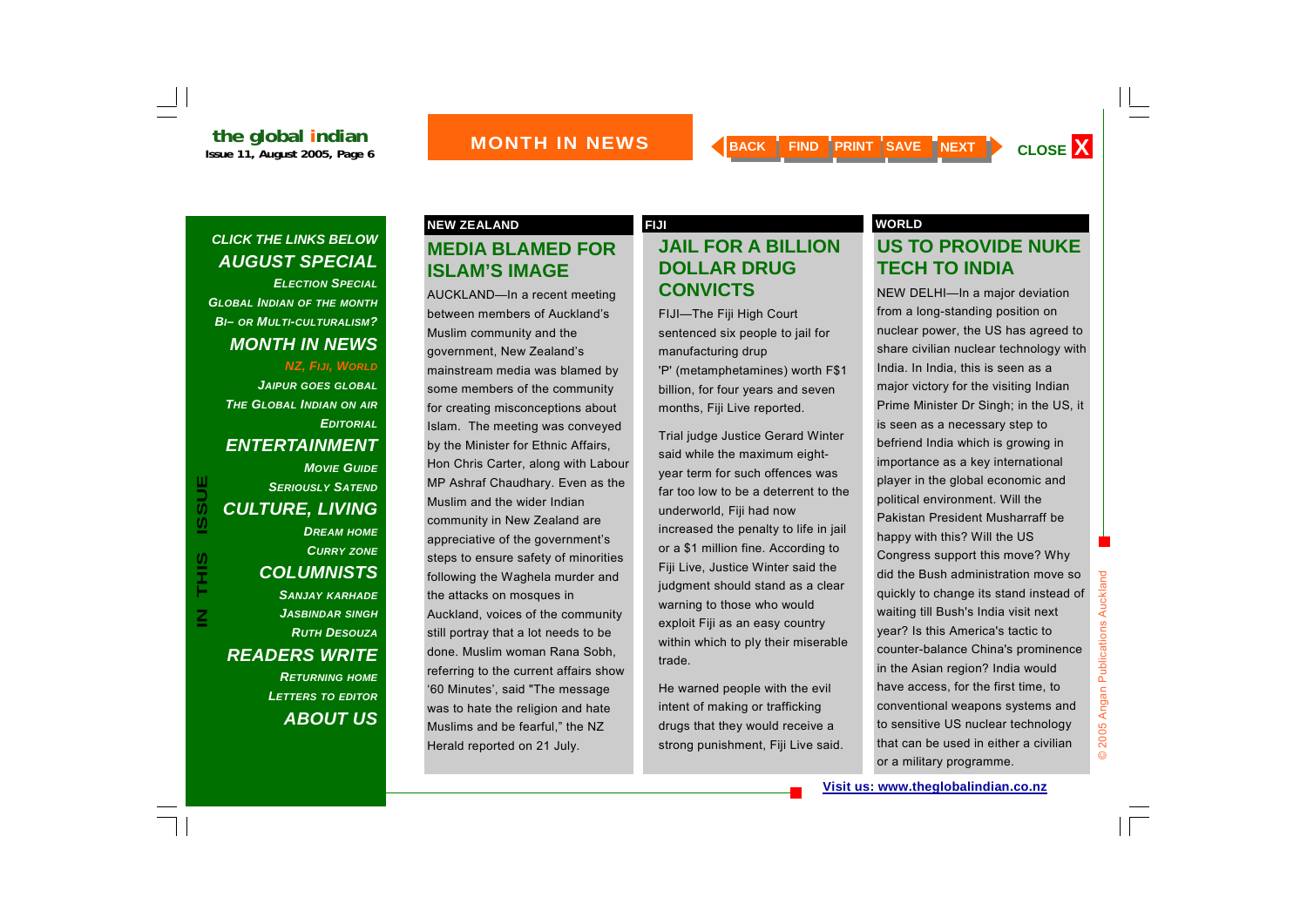# MONTH IN NEWS

IN THIS ISSUE

*CLICK THE LINKS BELOW*

***AUGUST SPECIAL***

*Election Special*

*Global Indian of the Month*

*Bi– or Multi-culturalism?*

***MONTH IN NEWS***

*NZ, Fiji, World*

*Jaipur goes global*

*The Global Indian on air*

*Editorial*

***ENTERTAINMENT***

*Movie Guide*

*Seriously Satend*

***CULTURE, LIVING***

*Dream Home*

*Curry zone*

***COLUMNISTS***

*Sanjay Karhade*

*Jasbindar Singh*

*Ruth Desouza*

***READERS WRITE***

*Returning Home*

*Letters to editor*

***ABOUT US***

**NEW ZEALAND**

## MEDIA BLAMED FOR ISLAM'S IMAGE

AUCKLAND—In a recent meeting between members of Auckland's Muslim community and the government, New Zealand's mainstream media was blamed by some members of the community for creating misconceptions about Islam. The meeting was conveyed by the Minister for Ethnic Affairs, Hon Chris Carter, along with Labour MP Ashraf Chaudhary. Even as the Muslim and the wider Indian community in New Zealand are appreciative of the government's steps to ensure safety of minorities following the Waghela murder and the attacks on mosques in Auckland, voices of the community still portray that a lot needs to be done. Muslim woman Rana Sobh, referring to the current affairs show '60 Minutes', said "The message was to hate the religion and hate Muslims and be fearful," the NZ Herald reported on 21 July.

**FIJI**

## JAIL FOR A BILLION DOLLAR DRUG CONVICTS

FIJI—The Fiji High Court sentenced six people to jail for manufacturing drup 'P' (metamphetamines) worth F$1 billion, for four years and seven months, Fiji Live reported.

Trial judge Justice Gerard Winter said while the maximum eight-year term for such offences was far too low to be a deterrent to the underworld, Fiji had now increased the penalty to life in jail or a $1 million fine. According to Fiji Live, Justice Winter said the judgment should stand as a clear warning to those who would exploit Fiji as an easy country within which to ply their miserable trade.

He warned people with the evil intent of making or trafficking drugs that they would receive a strong punishment, Fiji Live said.

**WORLD**

## US TO PROVIDE NUKE TECH TO INDIA

NEW DELHI—In a major deviation from a long-standing position on nuclear power, the US has agreed to share civilian nuclear technology with India. In India, this is seen as a major victory for the visiting Indian Prime Minister Dr Singh; in the US, it is seen as a necessary step to befriend India which is growing in importance as a key international player in the global economic and political environment. Will the Pakistan President Musharraff be happy with this? Will the US Congress support this move? Why did the Bush administration move so quickly to change its stand instead of waiting till Bush's India visit next year? Is this America's tactic to counter-balance China's prominence in the Asian region? India would have access, for the first time, to conventional weapons systems and to sensitive US nuclear technology that can be used in either a civilian or a military programme.

Visit us: www.theglobalindian.co.nz

© 2005 Angan Publications Auckland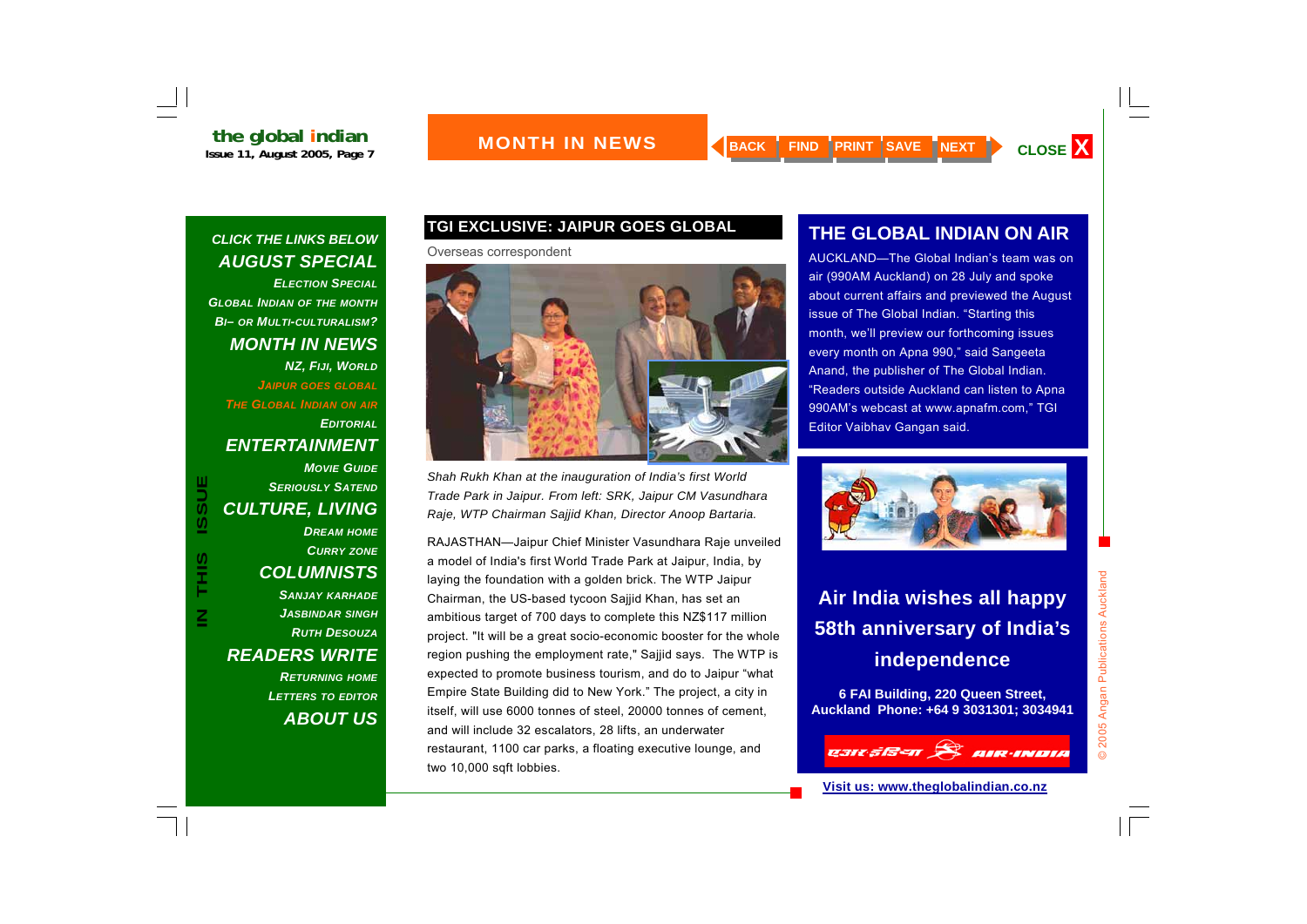## MONTH IN NEWS

BACK FIND PRINT SAVE NEXT CLOSE X

*CLICK THE LINKS BELOW*

***AUGUST SPECIAL***

*ELECTION SPECIAL*

*GLOBAL INDIAN OF THE MONTH*

*BI– OR MULTI-CULTURALISM?*

***MONTH IN NEWS***

*NZ, FIJI, WORLD*

*JAIPUR GOES GLOBAL*

*THE GLOBAL INDIAN ON AIR*

*EDITORIAL*

***ENTERTAINMENT***

*MOVIE GUIDE*

*SERIOUSLY SATEND*

***CULTURE, LIVING***

*DREAM HOME*

*CURRY ZONE*

***COLUMNISTS***

*SANJAY KARHADE*

*JASBINDAR SINGH*

*RUTH DESOUZA*

***READERS WRITE***

*RETURNING HOME*

*LETTERS TO EDITOR*

***ABOUT US***

**IN THIS ISSUE**

## TGI EXCLUSIVE: JAIPUR GOES GLOBAL

Overseas correspondent

*Shah Rukh Khan at the inauguration of India's first World Trade Park in Jaipur. From left: SRK, Jaipur CM Vasundhara Raje, WTP Chairman Sajjid Khan, Director Anoop Bartaria.*

RAJASTHAN—Jaipur Chief Minister Vasundhara Raje unveiled a model of India's first World Trade Park at Jaipur, India, by laying the foundation with a golden brick. The WTP Jaipur Chairman, the US-based tycoon Sajjid Khan, has set an ambitious target of 700 days to complete this NZ$117 million project. "It will be a great socio-economic booster for the whole region pushing the employment rate," Sajjid says. The WTP is expected to promote business tourism, and do to Jaipur "what Empire State Building did to New York." The project, a city in itself, will use 6000 tonnes of steel, 20000 tonnes of cement, and will include 32 escalators, 28 lifts, an underwater restaurant, 1100 car parks, a floating executive lounge, and two 10,000 sqft lobbies.

## THE GLOBAL INDIAN ON AIR

AUCKLAND—The Global Indian's team was on air (990AM Auckland) on 28 July and spoke about current affairs and previewed the August issue of The Global Indian. "Starting this month, we'll preview our forthcoming issues every month on Apna 990," said Sangeeta Anand, the publisher of The Global Indian. "Readers outside Auckland can listen to Apna 990AM's webcast at www.apnafm.com," TGI Editor Vaibhav Gangan said.

**Air India wishes all happy 58th anniversary of India's independence**

**6 FAI Building, 220 Queen Street, Auckland Phone: +64 9 3031301; 3034941**

एअर इंडिया AIR-INDIA

**Visit us: www.theglobalindian.co.nz**

© 2005 Angan Publications Auckland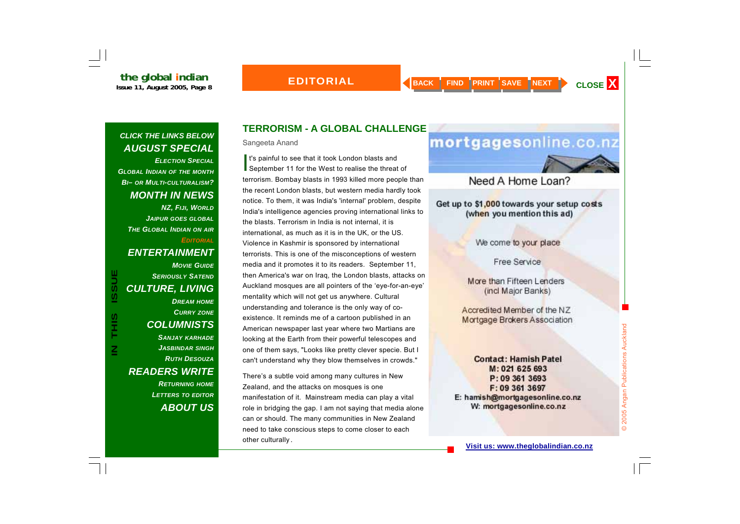## TERRORISM - A GLOBAL CHALLENGE

Sangeeta Anand

It's painful to see that it took London blasts and September 11 for the West to realise the threat of terrorism. Bombay blasts in 1993 killed more people than the recent London blasts, but western media hardly took notice. To them, it was India's 'internal' problem, despite India's intelligence agencies proving international links to the blasts. Terrorism in India is not internal, it is international, as much as it is in the UK, or the US. Violence in Kashmir is sponsored by international terrorists. This is one of the misconceptions of western media and it promotes it to its readers. September 11, then America's war on Iraq, the London blasts, attacks on Auckland mosques are all pointers of the 'eye-for-an-eye' mentality which will not get us anywhere. Cultural understanding and tolerance is the only way of co-existence. It reminds me of a cartoon published in an American newspaper last year where two Martians are looking at the Earth from their powerful telescopes and one of them says, "Looks like pretty clever specie. But I can't understand why they blow themselves in crowds."

There's a subtle void among many cultures in New Zealand, and the attacks on mosques is one manifestation of it. Mainstream media can play a vital role in bridging the gap. I am not saying that media alone can or should. The many communities in New Zealand need to take conscious steps to come closer to each other culturally.

**mortgagesonline.co.nz**

Need A Home Loan?

**Get up to $1,000 towards your setup costs (when you mention this ad)**

We come to your place

Free Service

More than Fifteen Lenders (incl Major Banks)

Accredited Member of the NZ Mortgage Brokers Association

**Contact: Hamish Patel**
**M: 021 625 693**
**P: 09 361 3693**
**F: 09 361 3697**
**E: hamish@mortgagesonline.co.nz**
**W: mortgagesonline.co.nz**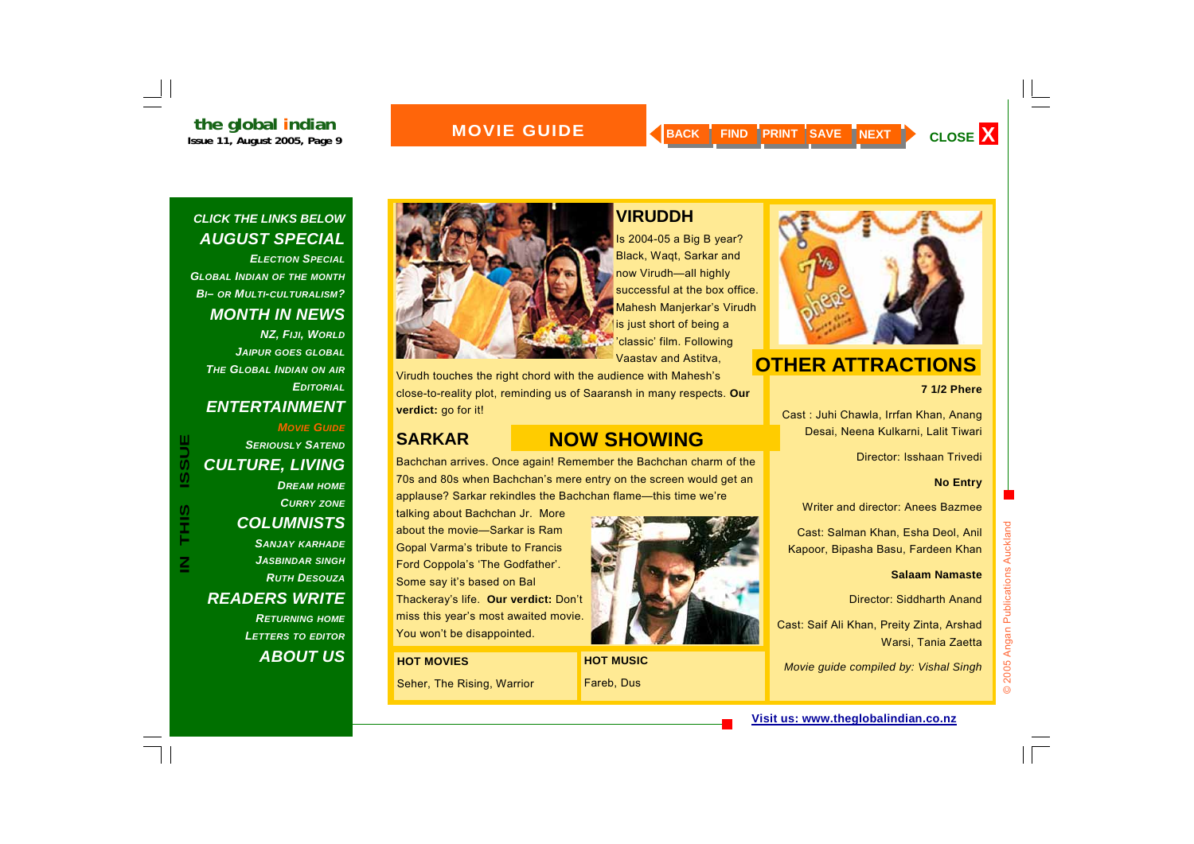# MOVIE GUIDE

**CLICK THE LINKS BELOW**

***AUGUST SPECIAL***

*ELECTION SPECIAL*

*GLOBAL INDIAN OF THE MONTH*

*BI– OR MULTI-CULTURALISM?*

***MONTH IN NEWS***

*NZ, FIJI, WORLD*

*JAIPUR GOES GLOBAL*

*THE GLOBAL INDIAN ON AIR*

*EDITORIAL*

***ENTERTAINMENT***

*MOVIE GUIDE*

*SERIOUSLY SATEND*

***CULTURE, LIVING***

*DREAM HOME*

*CURRY ZONE*

***COLUMNISTS***

*SANJAY KARHADE*

*JASBINDAR SINGH*

*RUTH DESOUZA*

***READERS WRITE***

*RETURNING HOME*

*LETTERS TO EDITOR*

***ABOUT US***

**IN THIS ISSUE**

## NOW SHOWING

### VIRUDDH

Is 2004-05 a Big B year? Black, Waqt, Sarkar and now Virudh—all highly successful at the box office. Mahesh Manjerkar's Virudh is just short of being a 'classic' film. Following Vaastav and Astitva, Virudh touches the right chord with the audience with Mahesh's close-to-reality plot, reminding us of Saaransh in many respects. **Our verdict:** go for it!

### SARKAR

Bachchan arrives. Once again! Remember the Bachchan charm of the 70s and 80s when Bachchan's mere entry on the screen would get an applause? Sarkar rekindles the Bachchan flame—this time we're talking about Bachchan Jr. More about the movie—Sarkar is Ram Gopal Varma's tribute to Francis Ford Coppola's 'The Godfather'. Some say it's based on Bal Thackeray's life. **Our verdict:** Don't miss this year's most awaited movie. You won't be disappointed.

**HOT MOVIES**

Seher, The Rising, Warrior

**HOT MUSIC**

Fareb, Dus

## OTHER ATTRACTIONS

**7 1/2 Phere**

Cast : Juhi Chawla, Irrfan Khan, Anang Desai, Neena Kulkarni, Lalit Tiwari

Director: Isshaan Trivedi

**No Entry**

Writer and director: Anees Bazmee

Cast: Salman Khan, Esha Deol, Anil Kapoor, Bipasha Basu, Fardeen Khan

**Salaam Namaste**

Director: Siddharth Anand

Cast: Saif Ali Khan, Preity Zinta, Arshad Warsi, Tania Zaetta

*Movie guide compiled by: Vishal Singh*

Visit us: www.theglobalindian.co.nz

© 2005 Angan Publications Auckland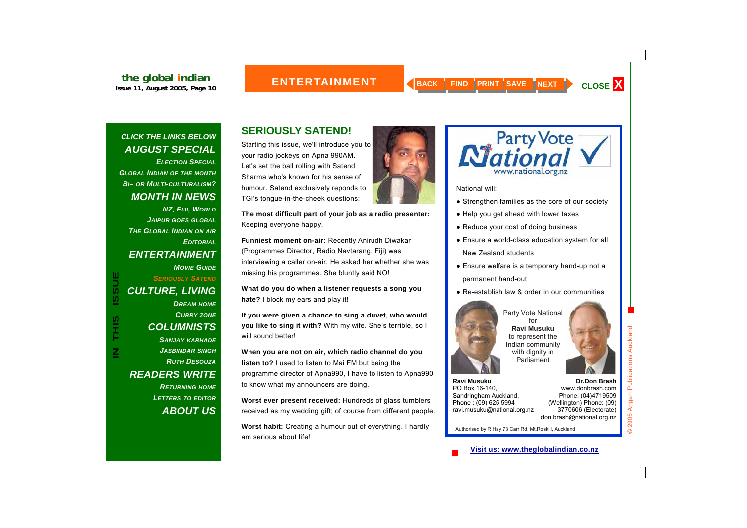CLICK THE LINKS BELOW

## AUGUST SPECIAL

ELECTION SPECIAL

GLOBAL INDIAN OF THE MONTH

BI– OR MULTI-CULTURALISM?

## MONTH IN NEWS

NZ, FIJI, WORLD

JAIPUR GOES GLOBAL

THE GLOBAL INDIAN ON AIR

EDITORIAL

## ENTERTAINMENT

MOVIE GUIDE

SERIOUSLY SATEND

## CULTURE, LIVING

DREAM HOME

CURRY ZONE

## COLUMNISTS

SANJAY KARHADE

JASBINDAR SINGH

RUTH DESOUZA

## READERS WRITE

RETURNING HOME

LETTERS TO EDITOR

## ABOUT US

IN THIS ISSUE

# SERIOUSLY SATEND!

Starting this issue, we'll introduce you to your radio jockeys on Apna 990AM. Let's set the ball rolling with Satend Sharma who's known for his sense of humour. Satend exclusively reponds to TGI's tongue-in-the-cheek questions:

**The most difficult part of your job as a radio presenter:** Keeping everyone happy.

**Funniest moment on-air:** Recently Anirudh Diwakar (Programmes Director, Radio Navtarang, Fiji) was interviewing a caller on-air. He asked her whether she was missing his programmes. She bluntly said NO!

**What do you do when a listener requests a song you hate?** I block my ears and play it!

**If you were given a chance to sing a duvet, who would you like to sing it with?** With my wife. She's terrible, so I will sound better!

**When you are not on air, which radio channel do you listen to?** I used to listen to Mai FM but being the programme director of Apna990, I have to listen to Apna990 to know what my announcers are doing.

**Worst ever present received:** Hundreds of glass tumblers received as my wedding gift; of course from different people.

**Worst habit:** Creating a humour out of everything. I hardly am serious about life!

---

Party Vote National
www.national.org.nz

National will:

- Strengthen families as the core of our society
- Help you get ahead with lower taxes
- Reduce your cost of doing business
- Ensure a world-class education system for all New Zealand students
- Ensure welfare is a temporary hand-up not a permanent hand-out
- Re-establish law & order in our communities

Party Vote National for **Ravi Musuku** to represent the Indian community with dignity in Parliament

**Ravi Musuku**
PO Box 16-140,
Sandringham Auckland.
Phone : (09) 625 5994
ravi.musuku@national.org.nz

**Dr.Don Brash**
www.donbrash.com
Phone: (04)4719509
(Wellington) Phone: (09)
3770606 (Electorate)
don.brash@national.org.nz

Authorised by R Hay 73 Carr Rd, Mt.Roskill, Auckland

Visit us: www.theglobalindian.co.nz

© 2005 Angan Publications Auckland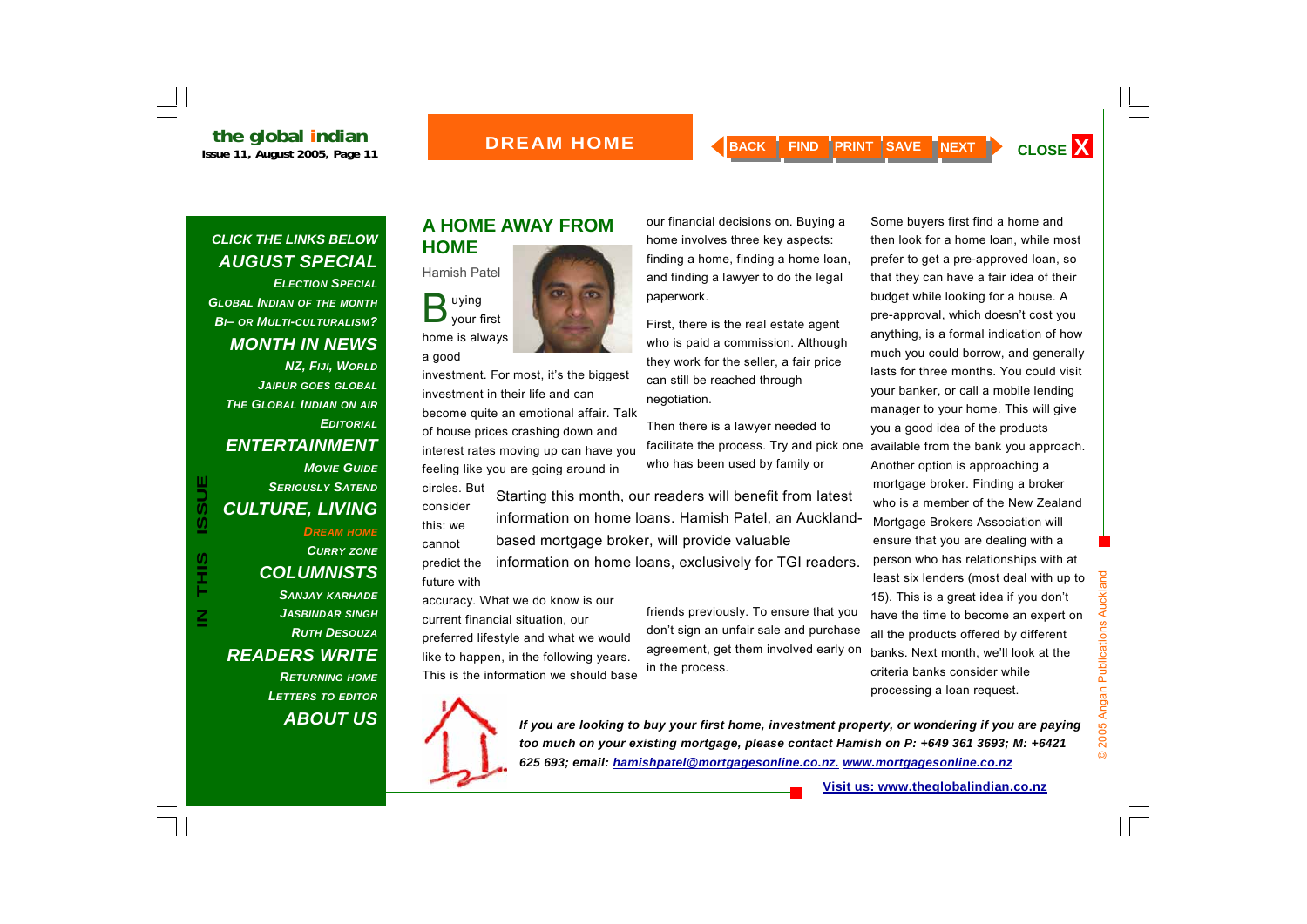## A HOME AWAY FROM HOME

Hamish Patel

Buying your first home is always a good investment. For most, it's the biggest investment in their life and can become quite an emotional affair. Talk of house prices crashing down and interest rates moving up can have you feeling like you are going around in circles. But consider this: we cannot predict the future with accuracy. What we do know is our current financial situation, our preferred lifestyle and what we would like to happen, in the following years. This is the information we should base our financial decisions on. Buying a home involves three key aspects: finding a home, finding a home loan, and finding a lawyer to do the legal paperwork.

> Starting this month, our readers will benefit from latest information on home loans. Hamish Patel, an Auckland-based mortgage broker, will provide valuable information on home loans, exclusively for TGI readers.

First, there is the real estate agent who is paid a commission. Although they work for the seller, a fair price can still be reached through negotiation.

Then there is a lawyer needed to facilitate the process. Try and pick one who has been used by family or friends previously. To ensure that you don't sign an unfair sale and purchase agreement, get them involved early on in the process.

Some buyers first find a home and then look for a home loan, while most prefer to get a pre-approved loan, so that they can have a fair idea of their budget while looking for a house. A pre-approval, which doesn't cost you anything, is a formal indication of how much you could borrow, and generally lasts for three months. You could visit your banker, or call a mobile lending manager to your home. This will give you a good idea of the products available from the bank you approach. Another option is approaching a mortgage broker. Finding a broker who is a member of the New Zealand Mortgage Brokers Association will ensure that you are dealing with a person who has relationships with at least six lenders (most deal with up to 15). This is a great idea if you don't have the time to become an expert on all the products offered by different banks. Next month, we'll look at the criteria banks consider while processing a loan request.

***If you are looking to buy your first home, investment property, or wondering if you are paying too much on your existing mortgage, please contact Hamish on P: +649 361 3693; M: +6421 625 693; email: hamishpatel@mortgagesonline.co.nz. www.mortgagesonline.co.nz***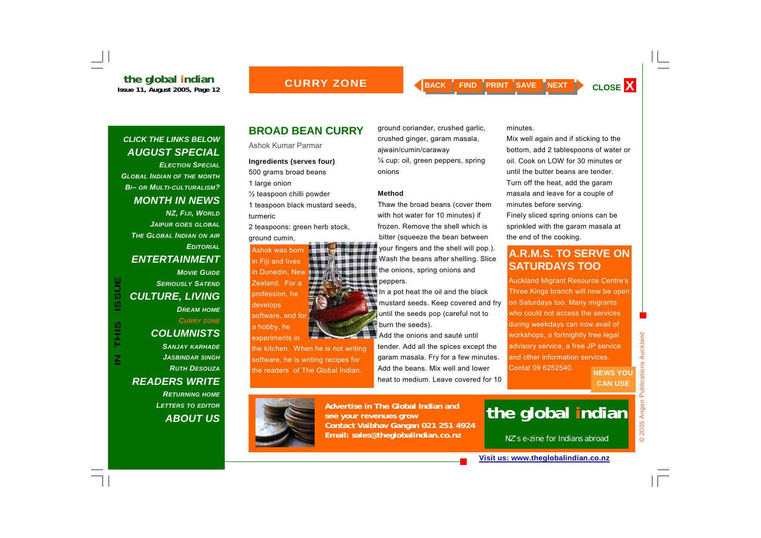# CURRY ZONE

## BROAD BEAN CURRY

Ashok Kumar Parmar

**Ingredients (serves four)**

500 grams broad beans
1 large onion
½ teaspoon chilli powder
1 teaspoon black mustard seeds, turmeric
2 teaspoons: green herb stock, ground cumin, ground coriander, crushed garlic, crushed ginger, garam masala, ajwain/cumin/caraway
¼ cup: oil, green peppers, spring onions

Ashok was born in Fiji and lives in Dunedin, New Zealand. For a profession, he develops software, and for a hobby, he experiments in the kitchen. When he is not writing software, he is writing recipes for the readers of The Global Indian.

**Method**

Thaw the broad beans (cover them with hot water for 10 minutes) if frozen. Remove the shell which is bitter (squeeze the bean between your fingers and the shell will pop.). Wash the beans after shelling. Slice the onions, spring onions and peppers.

In a pot heat the oil and the black mustard seeds. Keep covered and fry until the seeds pop (careful not to burn the seeds).

Add the onions and sauté until tender. Add all the spices except the garam masala. Fry for a few minutes. Add the beans. Mix well and lower heat to medium. Leave covered for 10 minutes.

Mix well again and if sticking to the bottom, add 2 tablespoons of water or oil. Cook on LOW for 30 minutes or until the butter beans are tender.

Turn off the heat, add the garam masala and leave for a couple of minutes before serving.

Finely sliced spring onions can be sprinkled with the garam masala at the end of the cooking.

## A.R.M.S. TO SERVE ON SATURDAYS TOO

Auckland Migrant Resource Centre's Three Kings branch will now be open on Saturdays too. Many migrants who could not access the services during weekdays can now avail of workshops, a fortnightly free legal advisory service, a free JP service and other information services. Contat 09 6252540.

NEWS YOU CAN USE

**Advertise in The Global Indian and see your revenues grow**
**Contact Vaibhav Gangan 021 251 4924**
**Email: sales@theglobalindian.co.nz**

the global indian
NZ's e-zine for Indians abroad

Visit us: www.theglobalindian.co.nz

© 2005 Angan Publications Auckland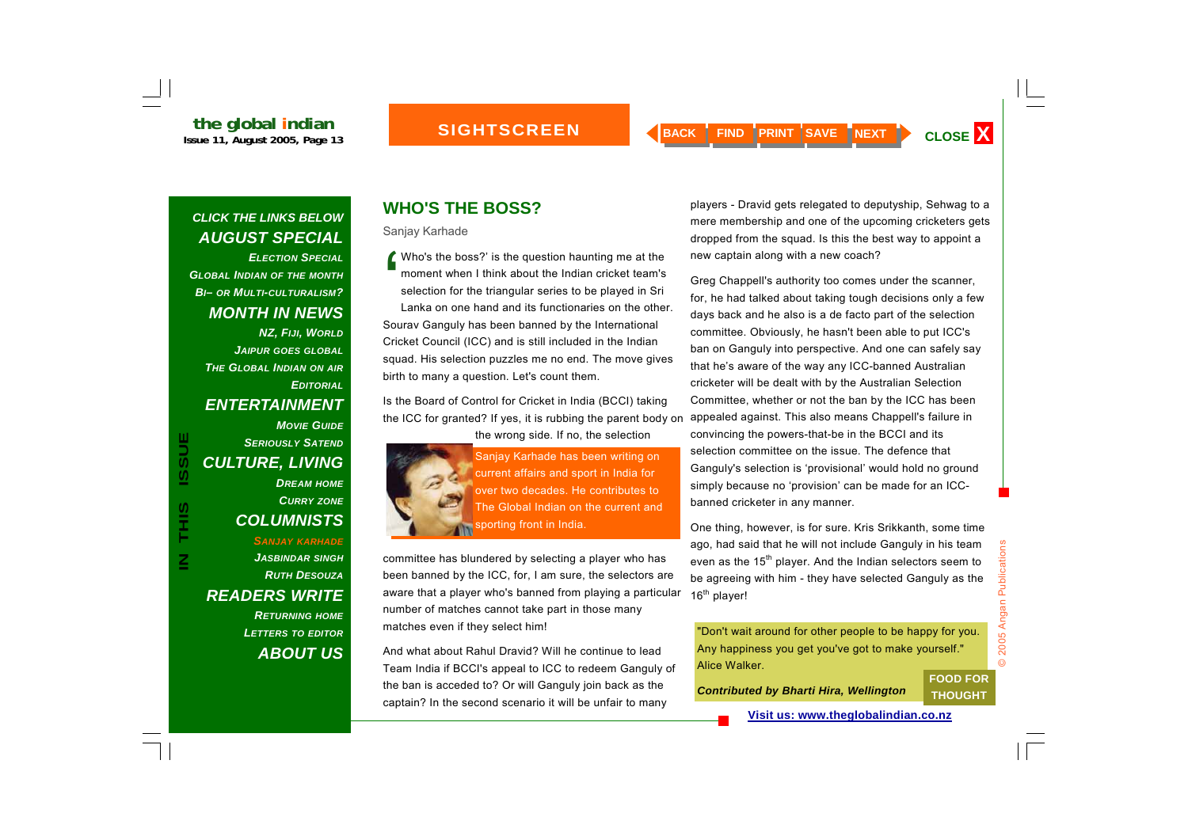## WHO'S THE BOSS?

Sanjay Karhade

'Who's the boss?' is the question haunting me at the moment when I think about the Indian cricket team's selection for the triangular series to be played in Sri Lanka on one hand and its functionaries on the other. Sourav Ganguly has been banned by the International Cricket Council (ICC) and is still included in the Indian squad. His selection puzzles me no end. The move gives birth to many a question. Let's count them.

Is the Board of Control for Cricket in India (BCCI) taking the ICC for granted? If yes, it is rubbing the parent body on the wrong side. If no, the selection committee has blundered by selecting a player who has been banned by the ICC, for, I am sure, the selectors are aware that a player who's banned from playing a particular number of matches cannot take part in those many matches even if they select him!

Sanjay Karhade has been writing on current affairs and sport in India for over two decades. He contributes to The Global Indian on the current and sporting front in India.

And what about Rahul Dravid? Will he continue to lead Team India if BCCI's appeal to ICC to redeem Ganguly of the ban is acceded to? Or will Ganguly join back as the captain? In the second scenario it will be unfair to many players - Dravid gets relegated to deputyship, Sehwag to a mere membership and one of the upcoming cricketers gets dropped from the squad. Is this the best way to appoint a new captain along with a new coach?

Greg Chappell's authority too comes under the scanner, for, he had talked about taking tough decisions only a few days back and he also is a de facto part of the selection committee. Obviously, he hasn't been able to put ICC's ban on Ganguly into perspective. And one can safely say that he's aware of the way any ICC-banned Australian cricketer will be dealt with by the Australian Selection Committee, whether or not the ban by the ICC has been appealed against. This also means Chappell's failure in convincing the powers-that-be in the BCCI and its selection committee on the issue. The defence that Ganguly's selection is 'provisional' would hold no ground simply because no 'provision' can be made for an ICC-banned cricketer in any manner.

One thing, however, is for sure. Kris Srikkanth, some time ago, had said that he will not include Ganguly in his team even as the 15th player. And the Indian selectors seem to be agreeing with him - they have selected Ganguly as the 16th player!

"Don't wait around for other people to be happy for you. Any happiness you get you've got to make yourself." Alice Walker.

***Contributed by Bharti Hira, Wellington***

**FOOD FOR THOUGHT**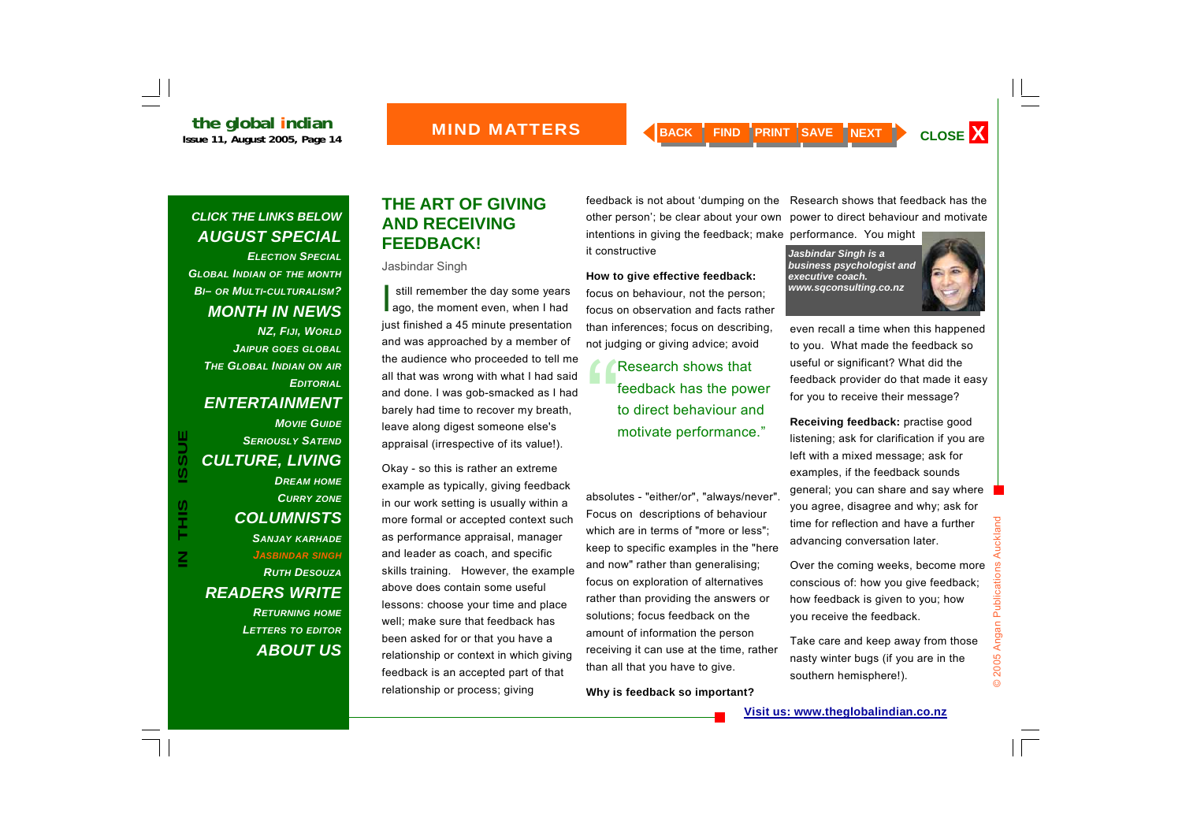# THE ART OF GIVING AND RECEIVING FEEDBACK!

Jasbindar Singh

I still remember the day some years ago, the moment even, when I had just finished a 45 minute presentation and was approached by a member of the audience who proceeded to tell me all that was wrong with what I had said and done. I was gob-smacked as I had barely had time to recover my breath, leave along digest someone else's appraisal (irrespective of its value!).

Okay - so this is rather an extreme example as typically, giving feedback in our work setting is usually within a more formal or accepted context such as performance appraisal, manager and leader as coach, and specific skills training. However, the example above does contain some useful lessons: choose your time and place well; make sure that feedback has been asked for or that you have a relationship or context in which giving feedback is an accepted part of that relationship or process; giving feedback is not about 'dumping on the other person'; be clear about your own intentions in giving the feedback; make it constructive

**How to give effective feedback:** focus on behaviour, not the person; focus on observation and facts rather than inferences; focus on describing, not judging or giving advice; avoid absolutes - "either/or", "always/never". Focus on descriptions of behaviour which are in terms of "more or less"; keep to specific examples in the "here and now" rather than generalising; focus on exploration of alternatives rather than providing the answers or solutions; focus feedback on the amount of information the person receiving it can use at the time, rather than all that you have to give.

> "Research shows that feedback has the power to direct behaviour and motivate performance."

**Why is feedback so important?**

Research shows that feedback has the power to direct behaviour and motivate performance. You might even recall a time when this happened to you. What made the feedback so useful or significant? What did the feedback provider do that made it easy for you to receive their message?

*Jasbindar Singh is a business psychologist and executive coach. www.sqconsulting.co.nz*

**Receiving feedback:** practise good listening; ask for clarification if you are left with a mixed message; ask for examples, if the feedback sounds general; you can share and say where you agree, disagree and why; ask for time for reflection and have a further advancing conversation later.

Over the coming weeks, become more conscious of: how you give feedback; how feedback is given to you; how you receive the feedback.

Take care and keep away from those nasty winter bugs (if you are in the southern hemisphere!).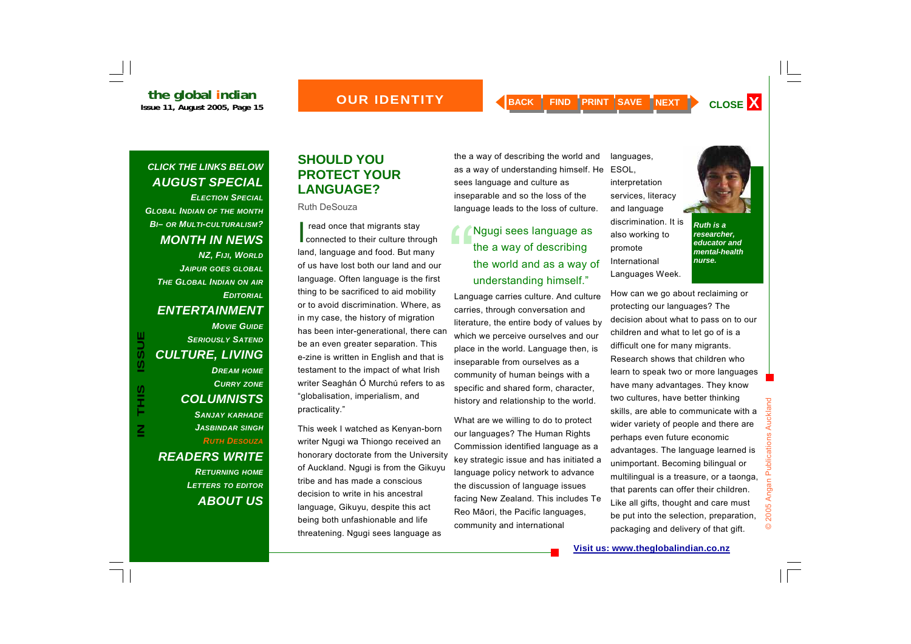## SHOULD YOU PROTECT YOUR LANGUAGE?

Ruth DeSouza

I read once that migrants stay connected to their culture through land, language and food. But many of us have lost both our land and our language. Often language is the first thing to be sacrificed to aid mobility or to avoid discrimination. Where, as in my case, the history of migration has been inter-generational, there can be an even greater separation. This e-zine is written in English and that is testament to the impact of what Irish writer Seaghán Ó Murchú refers to as "globalisation, imperialism, and practicality."

This week I watched as Kenyan-born writer Ngugi wa Thiongo received an honorary doctorate from the University of Auckland. Ngugi is from the Gikuyu tribe and has made a conscious decision to write in his ancestral language, Gikuyu, despite this act being both unfashionable and life threatening. Ngugi sees language as the a way of describing the world and as a way of understanding himself. He sees language and culture as inseparable and so the loss of the language leads to the loss of culture.

> "Ngugi sees language as the a way of describing the world and as a way of understanding himself."

Language carries culture. And culture carries, through conversation and literature, the entire body of values by which we perceive ourselves and our place in the world. Language then, is inseparable from ourselves as a community of human beings with a specific and shared form, character, history and relationship to the world.

What are we willing to do to protect our languages? The Human Rights Commission identified language as a key strategic issue and has initiated a language policy network to advance the discussion of language issues facing New Zealand. This includes Te Reo Māori, the Pacific languages, community and international languages, ESOL, interpretation services, literacy and language discrimination. It is also working to promote International Languages Week.

*Ruth is a researcher, educator and mental-health nurse.*

How can we go about reclaiming or protecting our languages? The decision about what to pass on to our children and what to let go of is a difficult one for many migrants. Research shows that children who learn to speak two or more languages have many advantages. They know two cultures, have better thinking skills, are able to communicate with a wider variety of people and there are perhaps even future economic advantages. The language learned is unimportant. Becoming bilingual or multilingual is a treasure, or a taonga, that parents can offer their children. Like all gifts, thought and care must be put into the selection, preparation, packaging and delivery of that gift.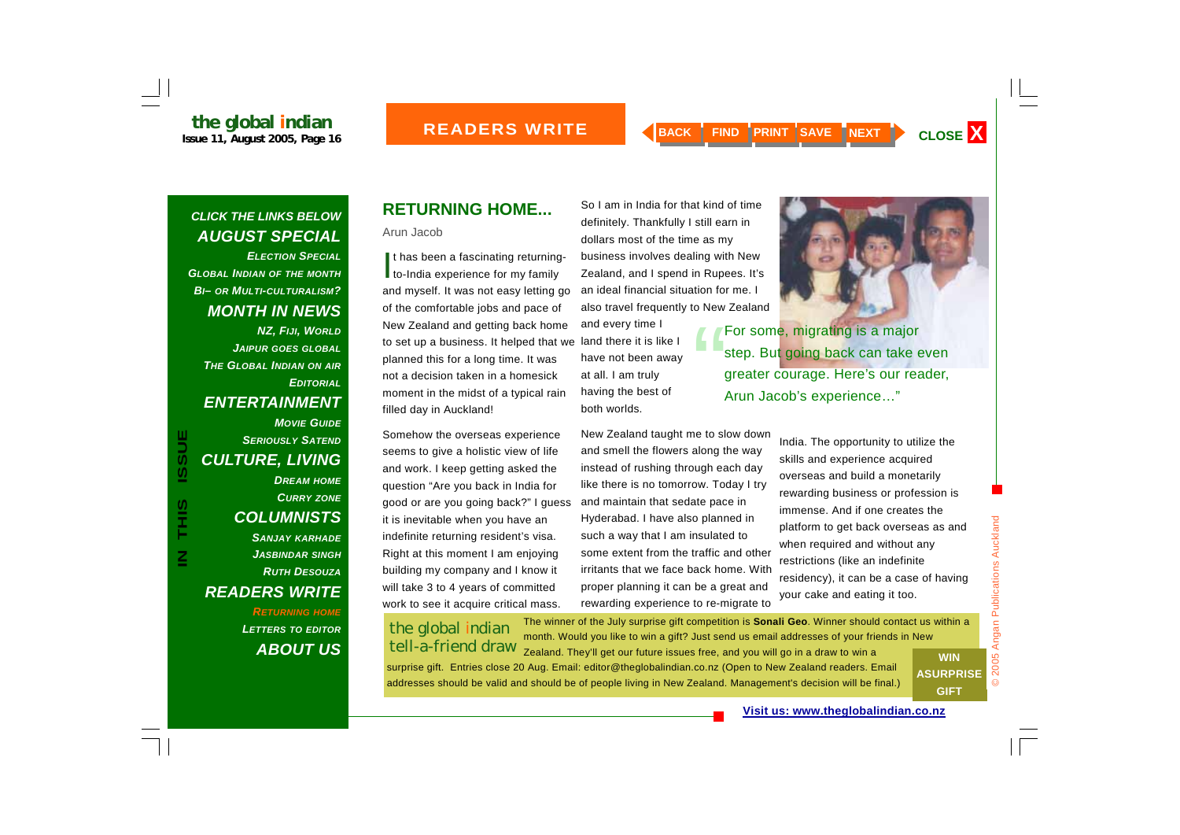## RETURNING HOME...

Arun Jacob

It has been a fascinating returning-to-India experience for my family and myself. It was not easy letting go of the comfortable jobs and pace of New Zealand and getting back home to set up a business. It helped that we planned this for a long time. It was not a decision taken in a homesick moment in the midst of a typical rain filled day in Auckland!

Somehow the overseas experience seems to give a holistic view of life and work. I keep getting asked the question "Are you back in India for good or are you going back?" I guess it is inevitable when you have an indefinite returning resident's visa. Right at this moment I am enjoying building my company and I know it will take 3 to 4 years of committed work to see it acquire critical mass.

So I am in India for that kind of time definitely. Thankfully I still earn in dollars most of the time as my business involves dealing with New Zealand, and I spend in Rupees. It's an ideal financial situation for me. I also travel frequently to New Zealand and every time I land there it is like I have not been away at all. I am truly having the best of both worlds.

> "For some, migrating is a major step. But going back can take even greater courage. Here's our reader, Arun Jacob's experience…"

New Zealand taught me to slow down and smell the flowers along the way instead of rushing through each day like there is no tomorrow. Today I try and maintain that sedate pace in Hyderabad. I have also planned in such a way that I am insulated to some extent from the traffic and other irritants that we face back home. With proper planning it can be a great and rewarding experience to re-migrate to India. The opportunity to utilize the skills and experience acquired overseas and build a monetarily rewarding business or profession is immense. And if one creates the platform to get back overseas as and when required and without any restrictions (like an indefinite residency), it can be a case of having your cake and eating it too.

**the global indian tell-a-friend draw**

The winner of the July surprise gift competition is **Sonali Geo**. Winner should contact us within a month. Would you like to win a gift? Just send us email addresses of your friends in New Zealand. They'll get our future issues free, and you will go in a draw to win a surprise gift. Entries close 20 Aug. Email: editor@theglobalindian.co.nz (Open to New Zealand readers. Email addresses should be valid and should be of people living in New Zealand. Management's decision will be final.)

**WIN A SURPRISE GIFT**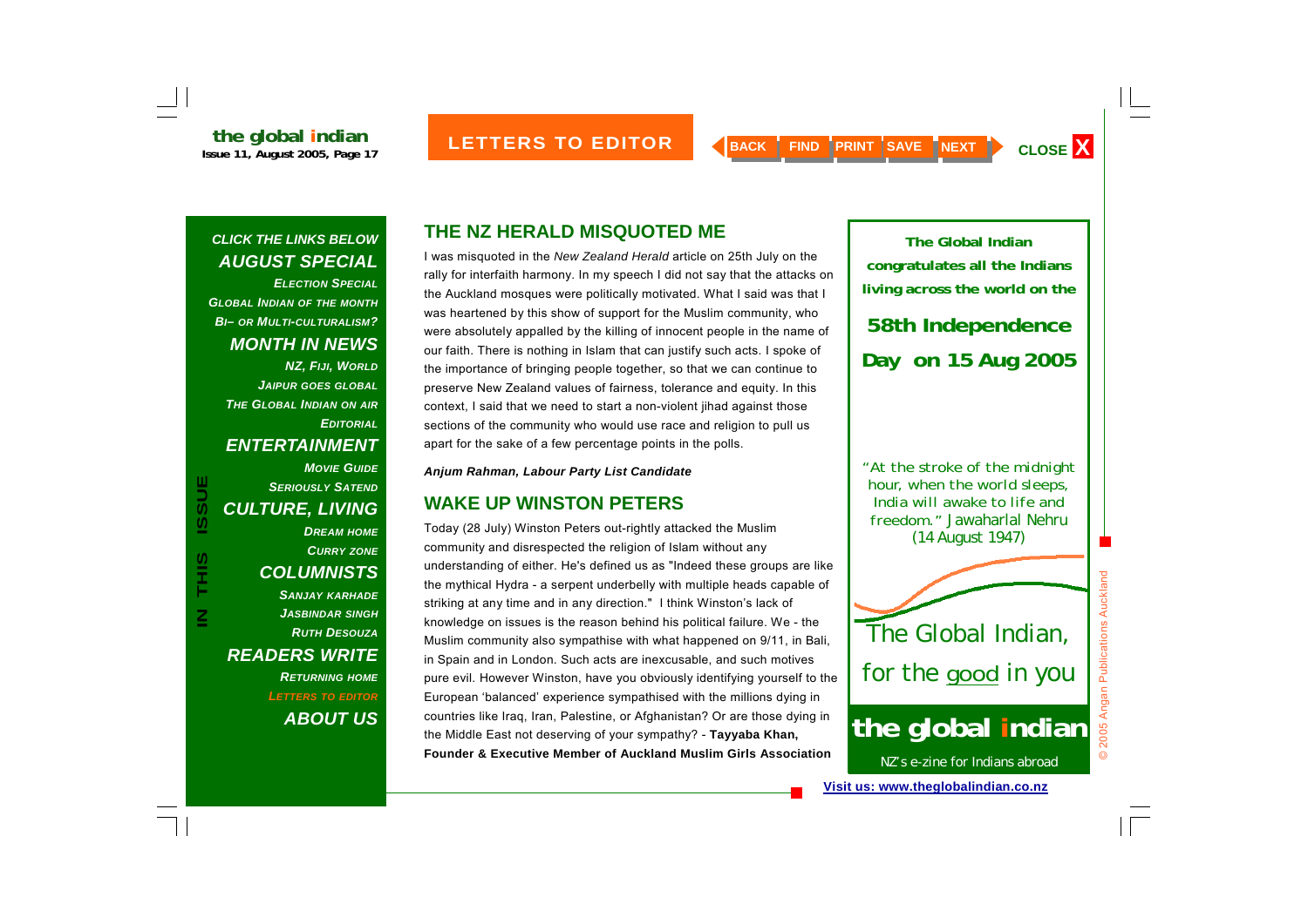## THE NZ HERALD MISQUOTED ME

I was misquoted in the *New Zealand Herald* article on 25th July on the rally for interfaith harmony. In my speech I did not say that the attacks on the Auckland mosques were politically motivated. What I said was that I was heartened by this show of support for the Muslim community, who were absolutely appalled by the killing of innocent people in the name of our faith. There is nothing in Islam that can justify such acts. I spoke of the importance of bringing people together, so that we can continue to preserve New Zealand values of fairness, tolerance and equity. In this context, I said that we need to start a non-violent jihad against those sections of the community who would use race and religion to pull us apart for the sake of a few percentage points in the polls.

***Anjum Rahman, Labour Party List Candidate***

## WAKE UP WINSTON PETERS

Today (28 July) Winston Peters out-rightly attacked the Muslim community and disrespected the religion of Islam without any understanding of either. He's defined us as "Indeed these groups are like the mythical Hydra - a serpent underbelly with multiple heads capable of striking at any time and in any direction." I think Winston's lack of knowledge on issues is the reason behind his political failure. We - the Muslim community also sympathise with what happened on 9/11, in Bali, in Spain and in London. Such acts are inexcusable, and such motives pure evil. However Winston, have you obviously identifying yourself to the European 'balanced' experience sympathised with the millions dying in countries like Iraq, Iran, Palestine, or Afghanistan? Or are those dying in the Middle East not deserving of your sympathy? - **Tayyaba Khan, Founder & Executive Member of Auckland Muslim Girls Association**

**The Global Indian congratulates all the Indians living across the world on the**

**58th Independence Day on 15 Aug 2005**

"At the stroke of the midnight hour, when the world sleeps, India will awake to life and freedom." Jawaharlal Nehru (14 August 1947)

The Global Indian, for the good in you

**the global indian**

NZ's e-zine for Indians abroad

Visit us: www.theglobalindian.co.nz

© 2005 Angan Publications Auckland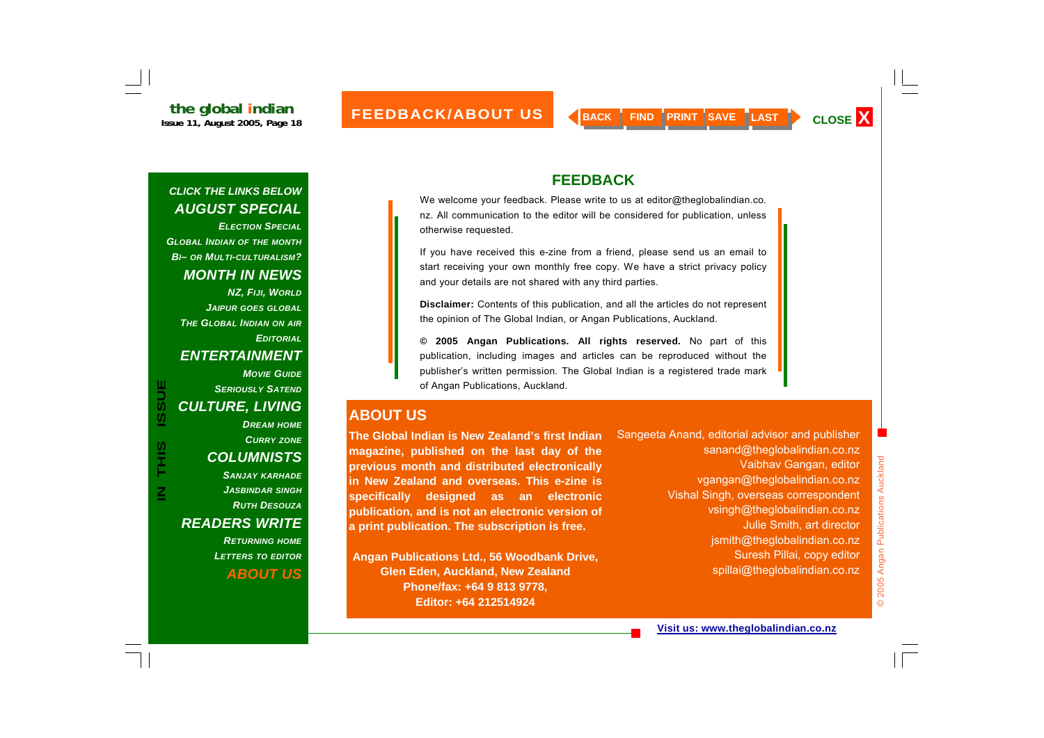# FEEDBACK/ABOUT US

## FEEDBACK

We welcome your feedback. Please write to us at editor@theglobalindian.co.nz. All communication to the editor will be considered for publication, unless otherwise requested.

If you have received this e-zine from a friend, please send us an email to start receiving your own monthly free copy. We have a strict privacy policy and your details are not shared with any third parties.

**Disclaimer:** Contents of this publication, and all the articles do not represent the opinion of The Global Indian, or Angan Publications, Auckland.

**© 2005 Angan Publications. All rights reserved.** No part of this publication, including images and articles can be reproduced without the publisher's written permission. The Global Indian is a registered trade mark of Angan Publications, Auckland.

## ABOUT US

**The Global Indian is New Zealand's first Indian magazine, published on the last day of the previous month and distributed electronically in New Zealand and overseas. This e-zine is specifically designed as an electronic publication, and is not an electronic version of a print publication. The subscription is free.**

**Angan Publications Ltd., 56 Woodbank Drive, Glen Eden, Auckland, New Zealand**
**Phone/fax: +64 9 813 9778,**
**Editor: +64 212514924**

Sangeeta Anand, editorial advisor and publisher
sanand@theglobalindian.co.nz
Vaibhav Gangan, editor
vgangan@theglobalindian.co.nz
Vishal Singh, overseas correspondent
vsingh@theglobalindian.co.nz
Julie Smith, art director
jsmith@theglobalindian.co.nz
Suresh Pillai, copy editor
spillai@theglobalindian.co.nz

**Visit us: www.theglobalindian.co.nz**

© 2005 Angan Publications Auckland